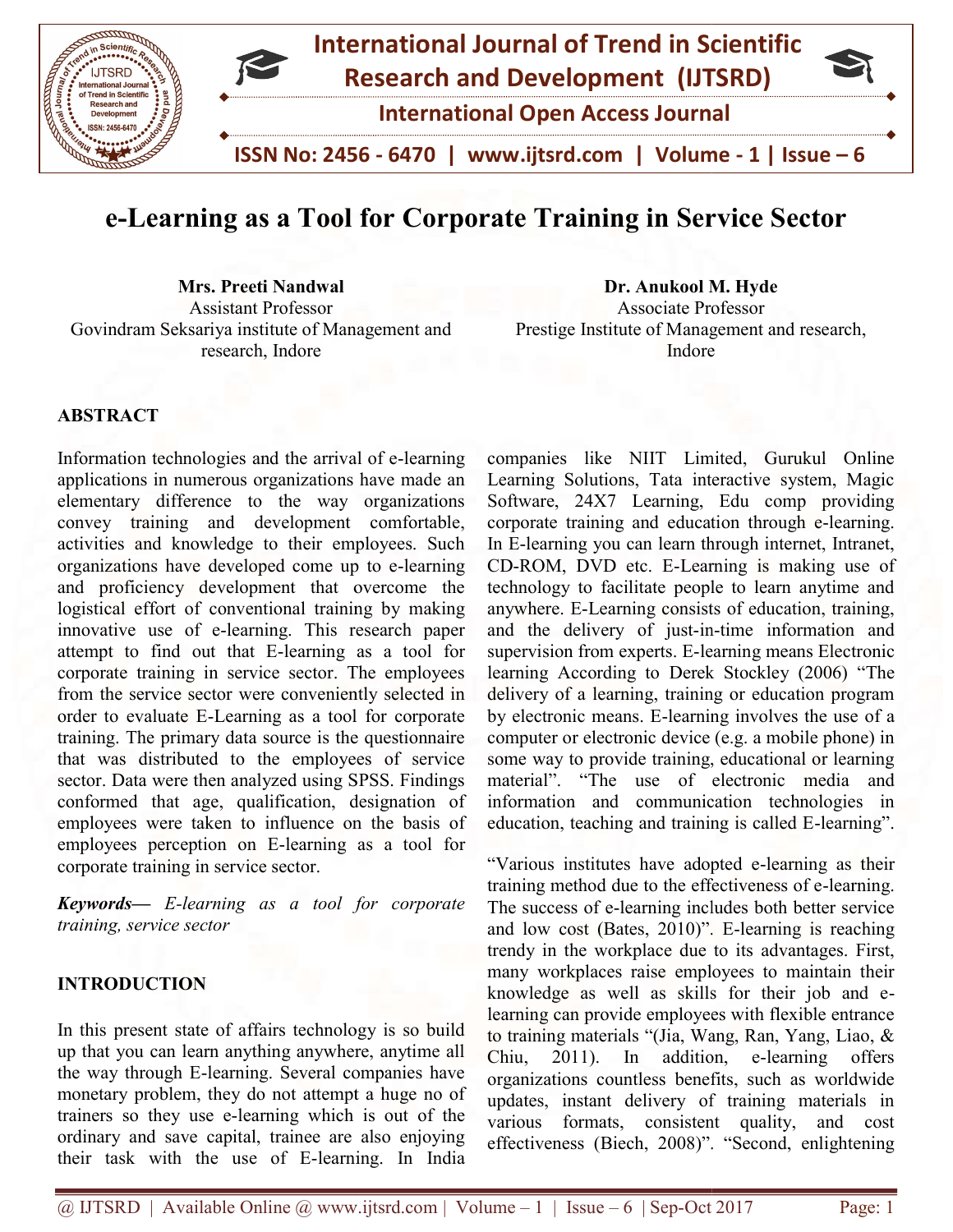# e-Learning as a Tool for Corporate Training in Service Sector

**Mrs. Preeti Nandwal**
Assistant Professor
Govindram Seksariya institute of Management and research, Indore

**Dr. Anukool M. Hyde**
Associate Professor
Prestige Institute of Management and research, Indore

## ABSTRACT

Information technologies and the arrival of e-learning applications in numerous organizations have made an elementary difference to the way organizations convey training and development comfortable, activities and knowledge to their employees. Such organizations have developed come up to e-learning and proficiency development that overcome the logistical effort of conventional training by making innovative use of e-learning. This research paper attempt to find out that E-learning as a tool for corporate training in service sector. The employees from the service sector were conveniently selected in order to evaluate E-Learning as a tool for corporate training. The primary data source is the questionnaire that was distributed to the employees of service sector. Data were then analyzed using SPSS. Findings conformed that age, qualification, designation of employees were taken to influence on the basis of employees perception on E-learning as a tool for corporate training in service sector.

***Keywords***— *E-learning as a tool for corporate training, service sector*

## INTRODUCTION

In this present state of affairs technology is so build up that you can learn anything anywhere, anytime all the way through E-learning. Several companies have monetary problem, they do not attempt a huge no of trainers so they use e-learning which is out of the ordinary and save capital, trainee are also enjoying their task with the use of E-learning. In India companies like NIIT Limited, Gurukul Online Learning Solutions, Tata interactive system, Magic Software, 24X7 Learning, Edu comp providing corporate training and education through e-learning. In E-learning you can learn through internet, Intranet, CD-ROM, DVD etc. E-Learning is making use of technology to facilitate people to learn anytime and anywhere. E-Learning consists of education, training, and the delivery of just-in-time information and supervision from experts. E-learning means Electronic learning According to Derek Stockley (2006) "The delivery of a learning, training or education program by electronic means. E-learning involves the use of a computer or electronic device (e.g. a mobile phone) in some way to provide training, educational or learning material". "The use of electronic media and information and communication technologies in education, teaching and training is called E-learning".

"Various institutes have adopted e-learning as their training method due to the effectiveness of e-learning. The success of e-learning includes both better service and low cost (Bates, 2010)". E-learning is reaching trendy in the workplace due to its advantages. First, many workplaces raise employees to maintain their knowledge as well as skills for their job and e-learning can provide employees with flexible entrance to training materials "(Jia, Wang, Ran, Yang, Liao, & Chiu, 2011). In addition, e-learning offers organizations countless benefits, such as worldwide updates, instant delivery of training materials in various formats, consistent quality, and cost effectiveness (Biech, 2008)". "Second, enlightening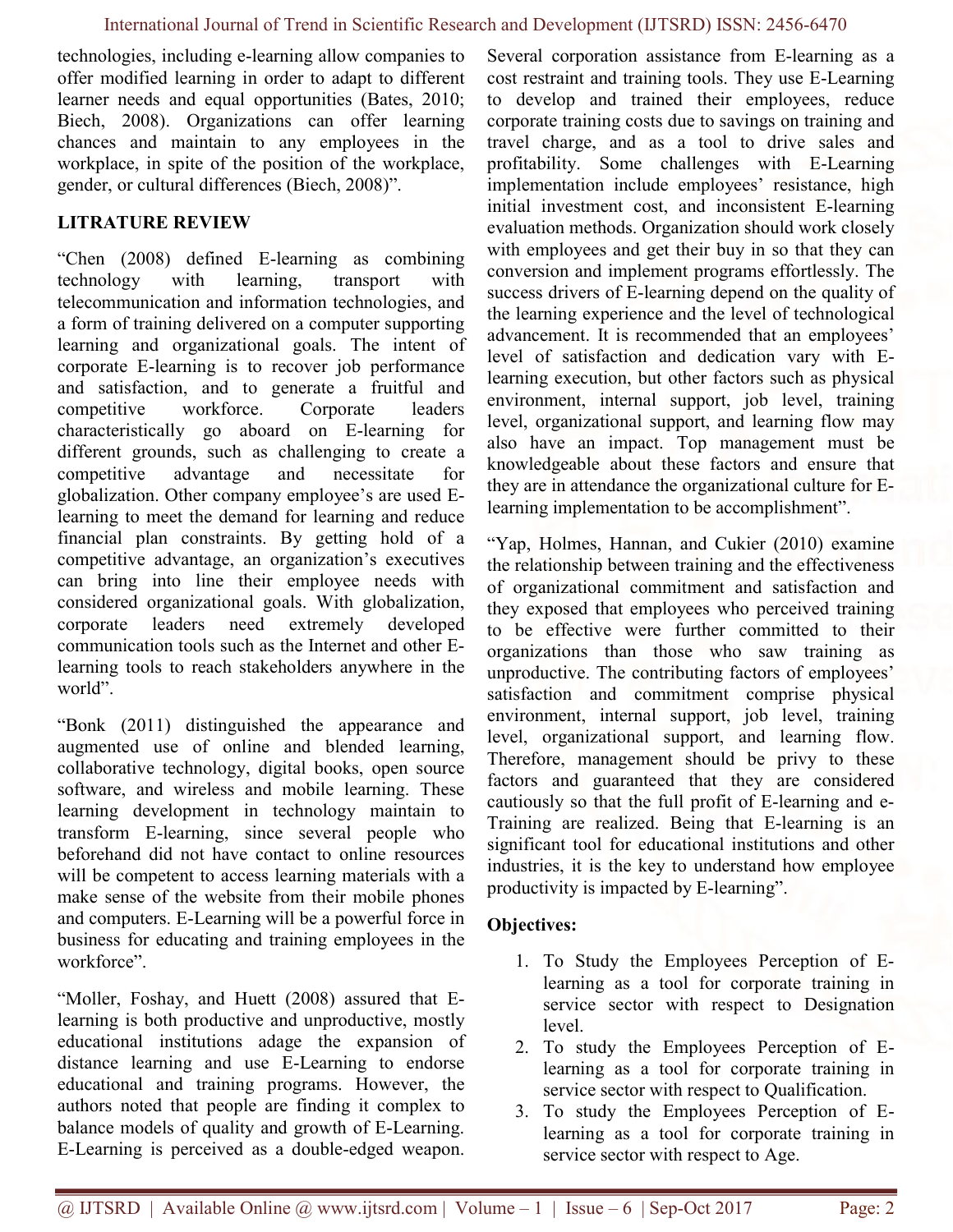technologies, including e-learning allow companies to offer modified learning in order to adapt to different learner needs and equal opportunities (Bates, 2010; Biech, 2008). Organizations can offer learning chances and maintain to any employees in the workplace, in spite of the position of the workplace, gender, or cultural differences (Biech, 2008)".

## LITRATURE REVIEW

"Chen (2008) defined E-learning as combining technology with learning, transport with telecommunication and information technologies, and a form of training delivered on a computer supporting learning and organizational goals. The intent of corporate E-learning is to recover job performance and satisfaction, and to generate a fruitful and competitive workforce. Corporate leaders characteristically go aboard on E-learning for different grounds, such as challenging to create a competitive advantage and necessitate for globalization. Other company employee's are used E-learning to meet the demand for learning and reduce financial plan constraints. By getting hold of a competitive advantage, an organization's executives can bring into line their employee needs with considered organizational goals. With globalization, corporate leaders need extremely developed communication tools such as the Internet and other E-learning tools to reach stakeholders anywhere in the world".

"Bonk (2011) distinguished the appearance and augmented use of online and blended learning, collaborative technology, digital books, open source software, and wireless and mobile learning. These learning development in technology maintain to transform E-learning, since several people who beforehand did not have contact to online resources will be competent to access learning materials with a make sense of the website from their mobile phones and computers. E-Learning will be a powerful force in business for educating and training employees in the workforce".

"Moller, Foshay, and Huett (2008) assured that E-learning is both productive and unproductive, mostly educational institutions adage the expansion of distance learning and use E-Learning to endorse educational and training programs. However, the authors noted that people are finding it complex to balance models of quality and growth of E-Learning. E-Learning is perceived as a double-edged weapon. Several corporation assistance from E-learning as a cost restraint and training tools. They use E-Learning to develop and trained their employees, reduce corporate training costs due to savings on training and travel charge, and as a tool to drive sales and profitability. Some challenges with E-Learning implementation include employees' resistance, high initial investment cost, and inconsistent E-learning evaluation methods. Organization should work closely with employees and get their buy in so that they can conversion and implement programs effortlessly. The success drivers of E-learning depend on the quality of the learning experience and the level of technological advancement. It is recommended that an employees' level of satisfaction and dedication vary with E-learning execution, but other factors such as physical environment, internal support, job level, training level, organizational support, and learning flow may also have an impact. Top management must be knowledgeable about these factors and ensure that they are in attendance the organizational culture for E-learning implementation to be accomplishment".

"Yap, Holmes, Hannan, and Cukier (2010) examine the relationship between training and the effectiveness of organizational commitment and satisfaction and they exposed that employees who perceived training to be effective were further committed to their organizations than those who saw training as unproductive. The contributing factors of employees' satisfaction and commitment comprise physical environment, internal support, job level, training level, organizational support, and learning flow. Therefore, management should be privy to these factors and guaranteed that they are considered cautiously so that the full profit of E-learning and e-Training are realized. Being that E-learning is an significant tool for educational institutions and other industries, it is the key to understand how employee productivity is impacted by E-learning".

**Objectives:**

1. To Study the Employees Perception of E-learning as a tool for corporate training in service sector with respect to Designation level.
2. To study the Employees Perception of E-learning as a tool for corporate training in service sector with respect to Qualification.
3. To study the Employees Perception of E-learning as a tool for corporate training in service sector with respect to Age.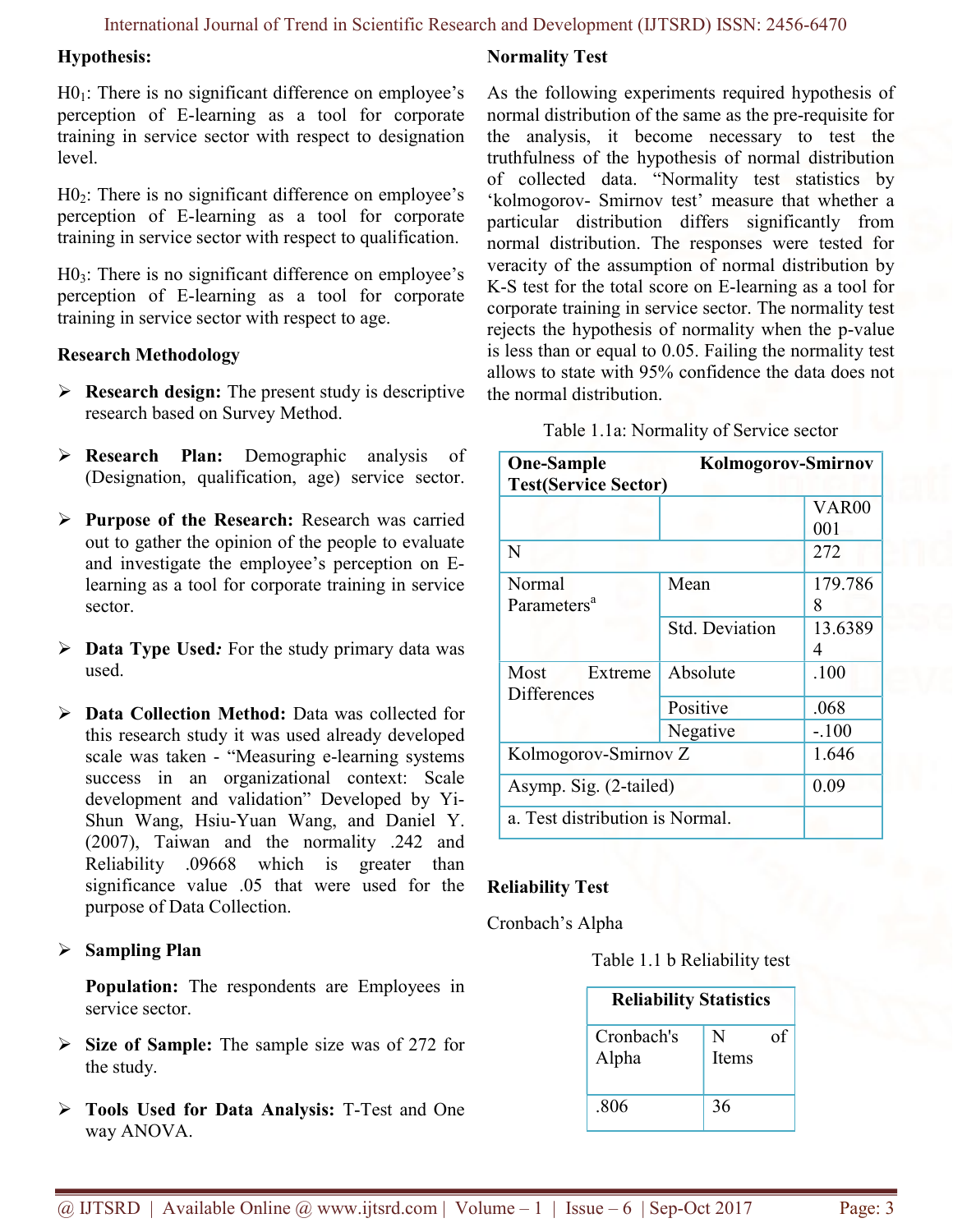**Hypothesis:**

$H0_1$: There is no significant difference on employee's perception of E-learning as a tool for corporate training in service sector with respect to designation level.

$H0_2$: There is no significant difference on employee's perception of E-learning as a tool for corporate training in service sector with respect to qualification.

$H0_3$: There is no significant difference on employee's perception of E-learning as a tool for corporate training in service sector with respect to age.

**Research Methodology**

- **Research design:** The present study is descriptive research based on Survey Method.
- **Research Plan:** Demographic analysis of (Designation, qualification, age) service sector.
- **Purpose of the Research:** Research was carried out to gather the opinion of the people to evaluate and investigate the employee's perception on E-learning as a tool for corporate training in service sector.
- **Data Type Used***:* For the study primary data was used.
- **Data Collection Method:** Data was collected for this research study it was used already developed scale was taken - "Measuring e-learning systems success in an organizational context: Scale development and validation" Developed by Yi-Shun Wang, Hsiu-Yuan Wang, and Daniel Y. (2007), Taiwan and the normality .242 and Reliability .09668 which is greater than significance value .05 that were used for the purpose of Data Collection.
- **Sampling Plan**

  **Population:** The respondents are Employees in service sector.
- **Size of Sample:** The sample size was of 272 for the study.
- **Tools Used for Data Analysis:** T-Test and One way ANOVA.

**Normality Test**

As the following experiments required hypothesis of normal distribution of the same as the pre-requisite for the analysis, it become necessary to test the truthfulness of the hypothesis of normal distribution of collected data. "Normality test statistics by 'kolmogorov- Smirnov test' measure that whether a particular distribution differs significantly from normal distribution. The responses were tested for veracity of the assumption of normal distribution by K-S test for the total score on E-learning as a tool for corporate training in service sector. The normality test rejects the hypothesis of normality when the p-value is less than or equal to 0.05. Failing the normality test allows to state with 95% confidence the data does not the normal distribution.

Table 1.1a: Normality of Service sector

| **One-Sample Kolmogorov-Smirnov Test(Service Sector)** | | |
|---|---|---|
| | | VAR00001 |
| N | | 272 |
| Normal Parameters[a] | Mean | 179.7868 |
| | Std. Deviation | 13.63894 |
| Most Extreme Differences | Absolute | .100 |
| | Positive | .068 |
| | Negative | -.100 |
| Kolmogorov-Smirnov Z | | 1.646 |
| Asymp. Sig. (2-tailed) | | 0.09 |
| a. Test distribution is Normal. | | |

**Reliability Test**

Cronbach's Alpha

Table 1.1 b Reliability test

| **Reliability Statistics** | |
|---|---|
| Cronbach's Alpha | N of Items |
| .806 | 36 |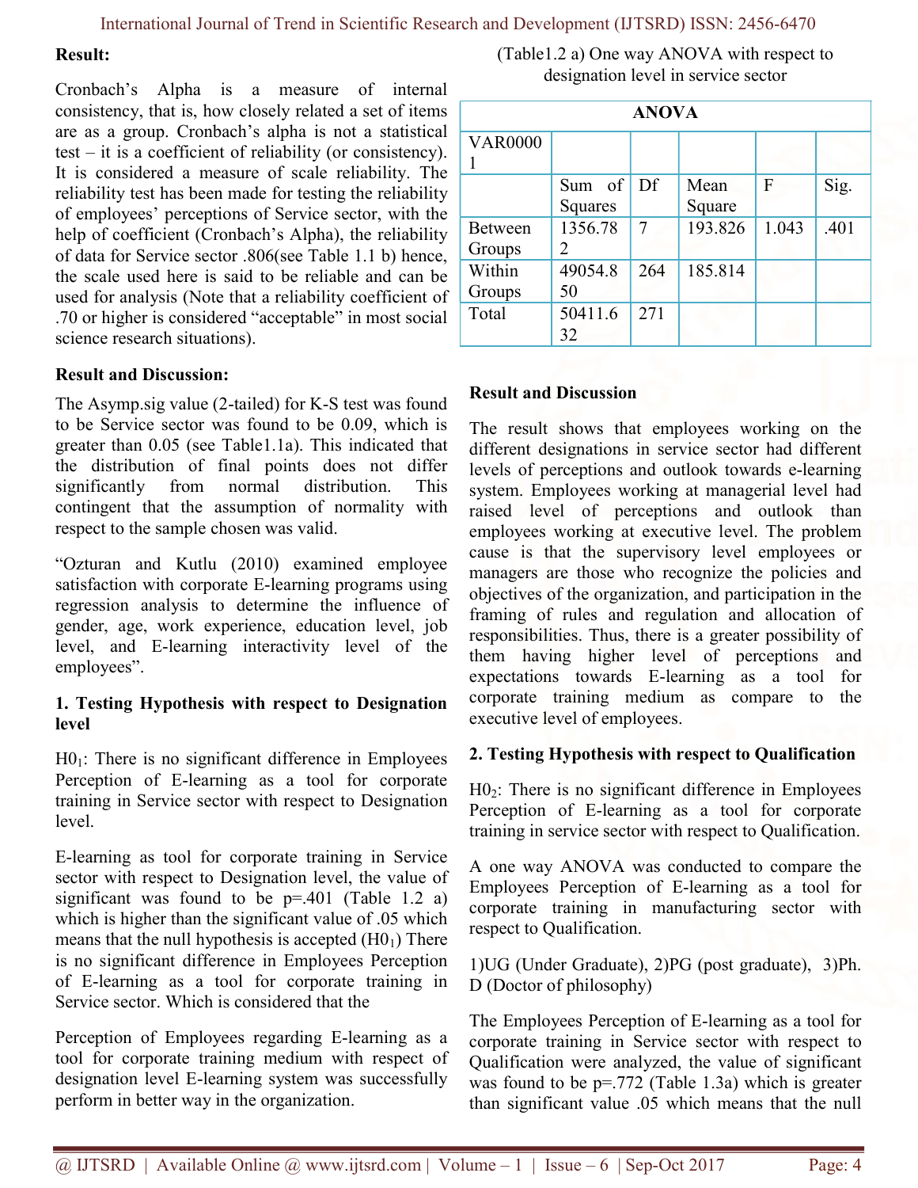**Result:**

Cronbach's Alpha is a measure of internal consistency, that is, how closely related a set of items are as a group. Cronbach's alpha is not a statistical test – it is a coefficient of reliability (or consistency). It is considered a measure of scale reliability. The reliability test has been made for testing the reliability of employees' perceptions of Service sector, with the help of coefficient (Cronbach's Alpha), the reliability of data for Service sector .806(see Table 1.1 b) hence, the scale used here is said to be reliable and can be used for analysis (Note that a reliability coefficient of .70 or higher is considered "acceptable" in most social science research situations).

**Result and Discussion:**

The Asymp.sig value (2-tailed) for K-S test was found to be Service sector was found to be 0.09, which is greater than 0.05 (see Table1.1a). This indicated that the distribution of final points does not differ significantly from normal distribution. This contingent that the assumption of normality with respect to the sample chosen was valid.

"Ozturan and Kutlu (2010) examined employee satisfaction with corporate E-learning programs using regression analysis to determine the influence of gender, age, work experience, education level, job level, and E-learning interactivity level of the employees".

**1. Testing Hypothesis with respect to Designation level**

$H0_1$: There is no significant difference in Employees Perception of E-learning as a tool for corporate training in Service sector with respect to Designation level.

E-learning as tool for corporate training in Service sector with respect to Designation level, the value of significant was found to be p=.401 (Table 1.2 a) which is higher than the significant value of .05 which means that the null hypothesis is accepted ($H0_1$) There is no significant difference in Employees Perception of E-learning as a tool for corporate training in Service sector. Which is considered that the

Perception of Employees regarding E-learning as a tool for corporate training medium with respect of designation level E-learning system was successfully perform in better way in the organization.

(Table1.2 a) One way ANOVA with respect to designation level in service sector

| ANOVA | | | | | |
|---|---|---|---|---|---|
| VAR00001 | | | | | |
| | Sum of Squares | Df | Mean Square | F | Sig. |
| Between Groups | 1356.782 | 7 | 193.826 | 1.043 | .401 |
| Within Groups | 49054.850 | 264 | 185.814 | | |
| Total | 50411.632 | 271 | | | |

**Result and Discussion**

The result shows that employees working on the different designations in service sector had different levels of perceptions and outlook towards e-learning system. Employees working at managerial level had raised level of perceptions and outlook than employees working at executive level. The problem cause is that the supervisory level employees or managers are those who recognize the policies and objectives of the organization, and participation in the framing of rules and regulation and allocation of responsibilities. Thus, there is a greater possibility of them having higher level of perceptions and expectations towards E-learning as a tool for corporate training medium as compare to the executive level of employees.

**2. Testing Hypothesis with respect to Qualification**

$H0_2$: There is no significant difference in Employees Perception of E-learning as a tool for corporate training in service sector with respect to Qualification.

A one way ANOVA was conducted to compare the Employees Perception of E-learning as a tool for corporate training in manufacturing sector with respect to Qualification.

1)UG (Under Graduate), 2)PG (post graduate), 3)Ph. D (Doctor of philosophy)

The Employees Perception of E-learning as a tool for corporate training in Service sector with respect to Qualification were analyzed, the value of significant was found to be p=.772 (Table 1.3a) which is greater than significant value .05 which means that the null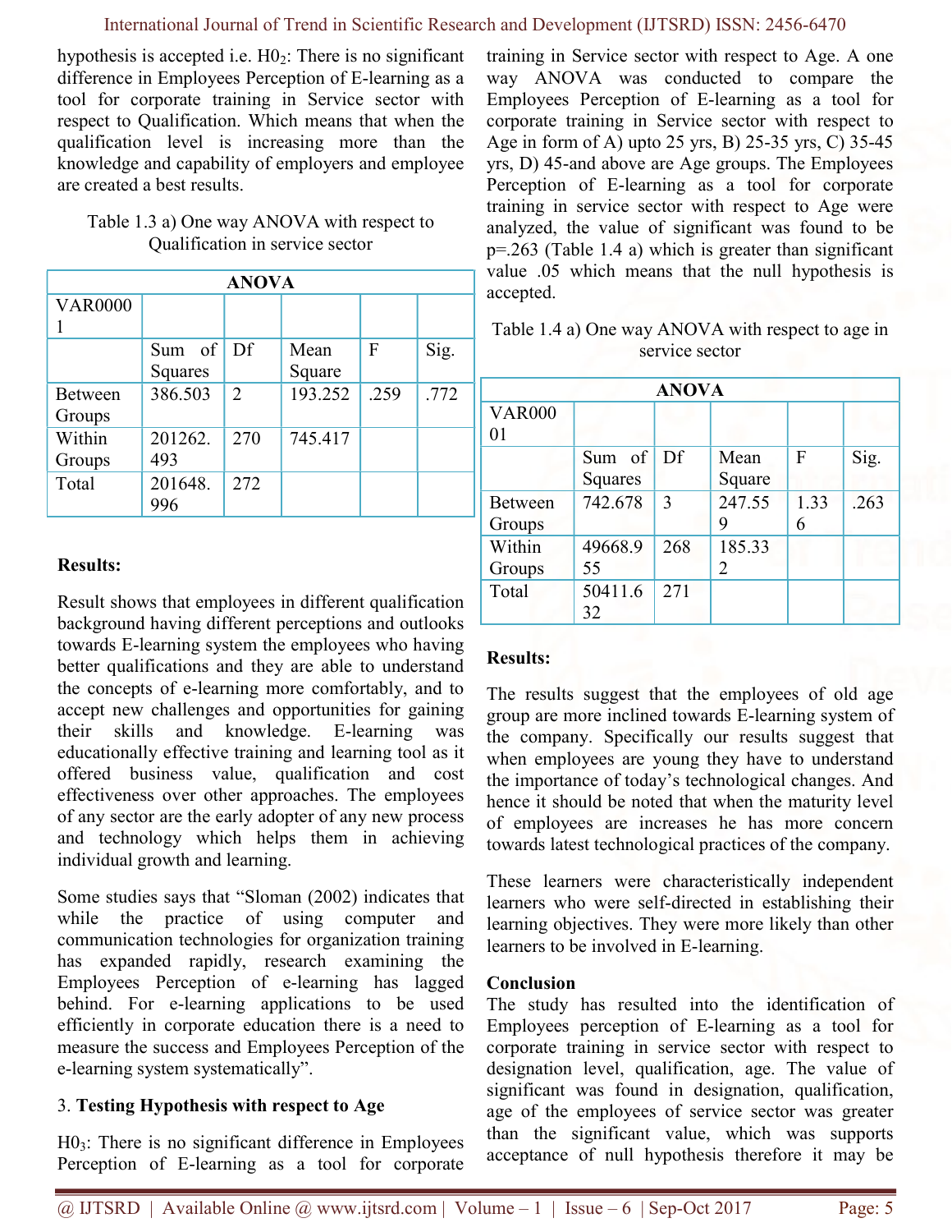hypothesis is accepted i.e. $H0_2$: There is no significant difference in Employees Perception of E-learning as a tool for corporate training in Service sector with respect to Qualification. Which means that when the qualification level is increasing more than the knowledge and capability of employers and employee are created a best results.

Table 1.3 a) One way ANOVA with respect to Qualification in service sector

| ANOVA | | | | | |
|---|---|---|---|---|---|
| VAR00001 | | | | | |
| | Sum of Squares | Df | Mean Square | F | Sig. |
| Between Groups | 386.503 | 2 | 193.252 | .259 | .772 |
| Within Groups | 201262.493 | 270 | 745.417 | | |
| Total | 201648.996 | 272 | | | |

**Results:**

Result shows that employees in different qualification background having different perceptions and outlooks towards E-learning system the employees who having better qualifications and they are able to understand the concepts of e-learning more comfortably, and to accept new challenges and opportunities for gaining their skills and knowledge. E-learning was educationally effective training and learning tool as it offered business value, qualification and cost effectiveness over other approaches. The employees of any sector are the early adopter of any new process and technology which helps them in achieving individual growth and learning.

Some studies says that "Sloman (2002) indicates that while the practice of using computer and communication technologies for organization training has expanded rapidly, research examining the Employees Perception of e-learning has lagged behind. For e-learning applications to be used efficiently in corporate education there is a need to measure the success and Employees Perception of the e-learning system systematically".

3. **Testing Hypothesis with respect to Age**

$H0_3$: There is no significant difference in Employees Perception of E-learning as a tool for corporate training in Service sector with respect to Age. A one way ANOVA was conducted to compare the Employees Perception of E-learning as a tool for corporate training in Service sector with respect to Age in form of A) upto 25 yrs, B) 25-35 yrs, C) 35-45 yrs, D) 45-and above are Age groups. The Employees Perception of E-learning as a tool for corporate training in service sector with respect to Age were analyzed, the value of significant was found to be p=.263 (Table 1.4 a) which is greater than significant value .05 which means that the null hypothesis is accepted.

Table 1.4 a) One way ANOVA with respect to age in service sector

| ANOVA | | | | | |
|---|---|---|---|---|---|
| VAR00001 | | | | | |
| | Sum of Squares | Df | Mean Square | F | Sig. |
| Between Groups | 742.678 | 3 | 247.559 | 1.336 | .263 |
| Within Groups | 49668.955 | 268 | 185.332 | | |
| Total | 50411.632 | 271 | | | |

**Results:**

The results suggest that the employees of old age group are more inclined towards E-learning system of the company. Specifically our results suggest that when employees are young they have to understand the importance of today's technological changes. And hence it should be noted that when the maturity level of employees are increases he has more concern towards latest technological practices of the company.

These learners were characteristically independent learners who were self-directed in establishing their learning objectives. They were more likely than other learners to be involved in E-learning.

**Conclusion**

The study has resulted into the identification of Employees perception of E-learning as a tool for corporate training in service sector with respect to designation level, qualification, age. The value of significant was found in designation, qualification, age of the employees of service sector was greater than the significant value, which was supports acceptance of null hypothesis therefore it may be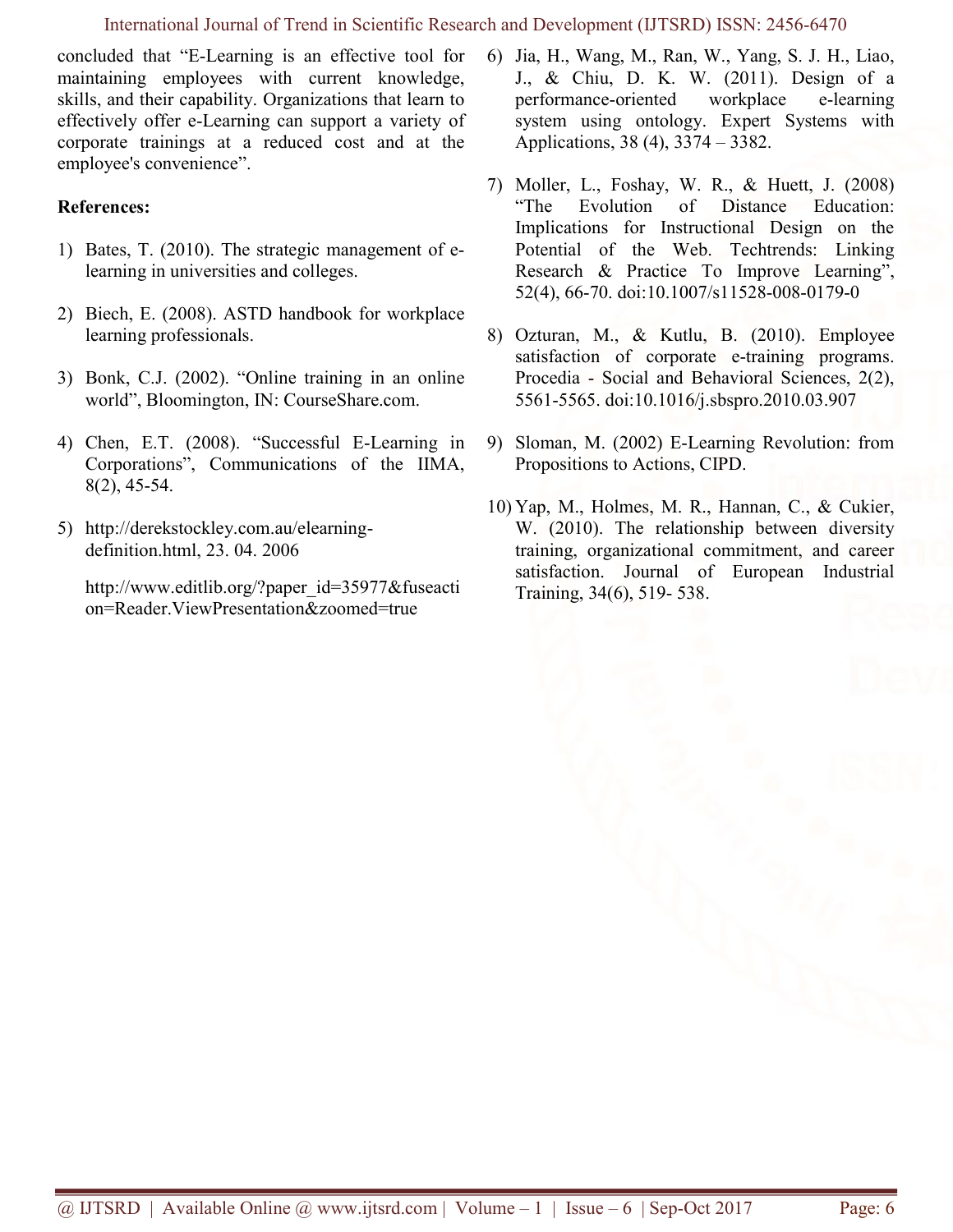concluded that "E-Learning is an effective tool for maintaining employees with current knowledge, skills, and their capability. Organizations that learn to effectively offer e-Learning can support a variety of corporate trainings at a reduced cost and at the employee's convenience".

**References:**

1) Bates, T. (2010). The strategic management of e-learning in universities and colleges.

2) Biech, E. (2008). ASTD handbook for workplace learning professionals.

3) Bonk, C.J. (2002). "Online training in an online world", Bloomington, IN: CourseShare.com.

4) Chen, E.T. (2008). "Successful E-Learning in Corporations", Communications of the IIMA, 8(2), 45-54.

5) http://derekstockley.com.au/elearning-definition.html, 23. 04. 2006

   http://www.editlib.org/?paper_id=35977&fuseaction=Reader.ViewPresentation&zoomed=true

6) Jia, H., Wang, M., Ran, W., Yang, S. J. H., Liao, J., & Chiu, D. K. W. (2011). Design of a performance-oriented workplace e-learning system using ontology. Expert Systems with Applications, 38 (4), 3374 – 3382.

7) Moller, L., Foshay, W. R., & Huett, J. (2008) "The Evolution of Distance Education: Implications for Instructional Design on the Potential of the Web. Techtrends: Linking Research & Practice To Improve Learning", 52(4), 66-70. doi:10.1007/s11528-008-0179-0

8) Ozturan, M., & Kutlu, B. (2010). Employee satisfaction of corporate e-training programs. Procedia - Social and Behavioral Sciences, 2(2), 5561-5565. doi:10.1016/j.sbspro.2010.03.907

9) Sloman, M. (2002) E-Learning Revolution: from Propositions to Actions, CIPD.

10) Yap, M., Holmes, M. R., Hannan, C., & Cukier, W. (2010). The relationship between diversity training, organizational commitment, and career satisfaction. Journal of European Industrial Training, 34(6), 519- 538.